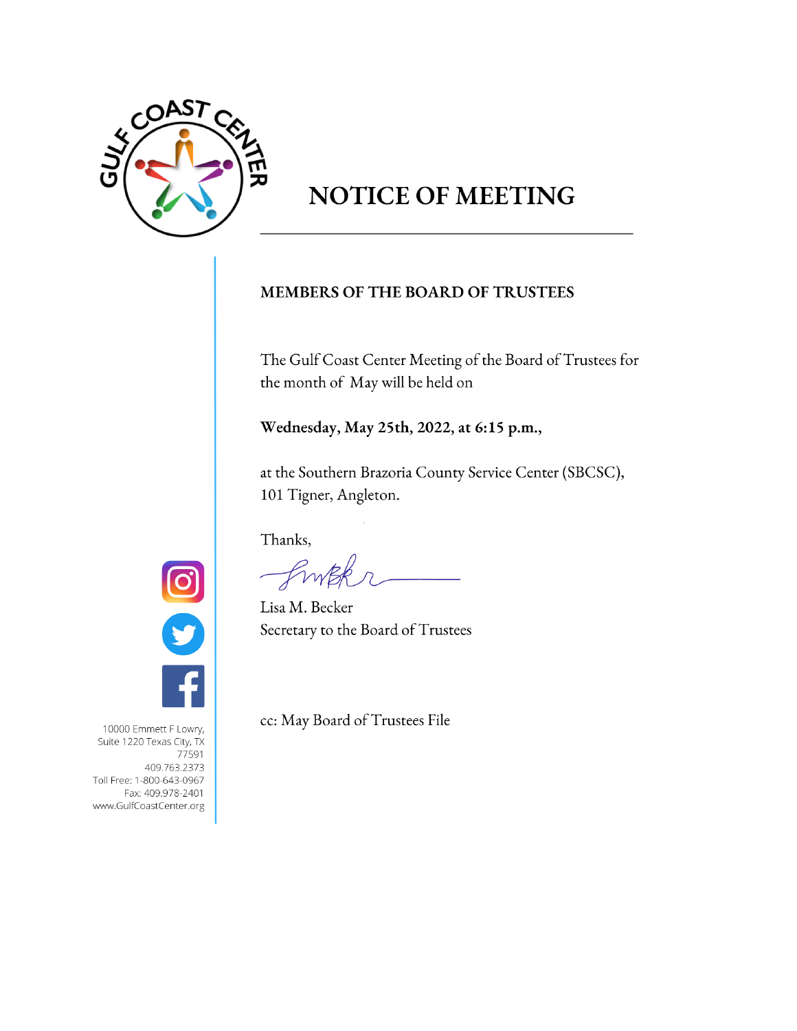# NOTICE OF MEETING

**MEMBERS OF THE BOARD OF TRUSTEES**

The Gulf Coast Center Meeting of the Board of Trustees for the month of May will be held on

**Wednesday, May 25th, 2022, at 6:15 p.m.,**

at the Southern Brazoria County Service Center (SBCSC), 101 Tigner, Angleton.

Thanks,

Lisa M. Becker
Secretary to the Board of Trustees

cc: May Board of Trustees File

10000 Emmett F Lowry, Suite 1220 Texas City, TX 77591
409.763.2373
Toll Free: 1-800-643-0967
Fax: 409.978-2401
www.GulfCoastCenter.org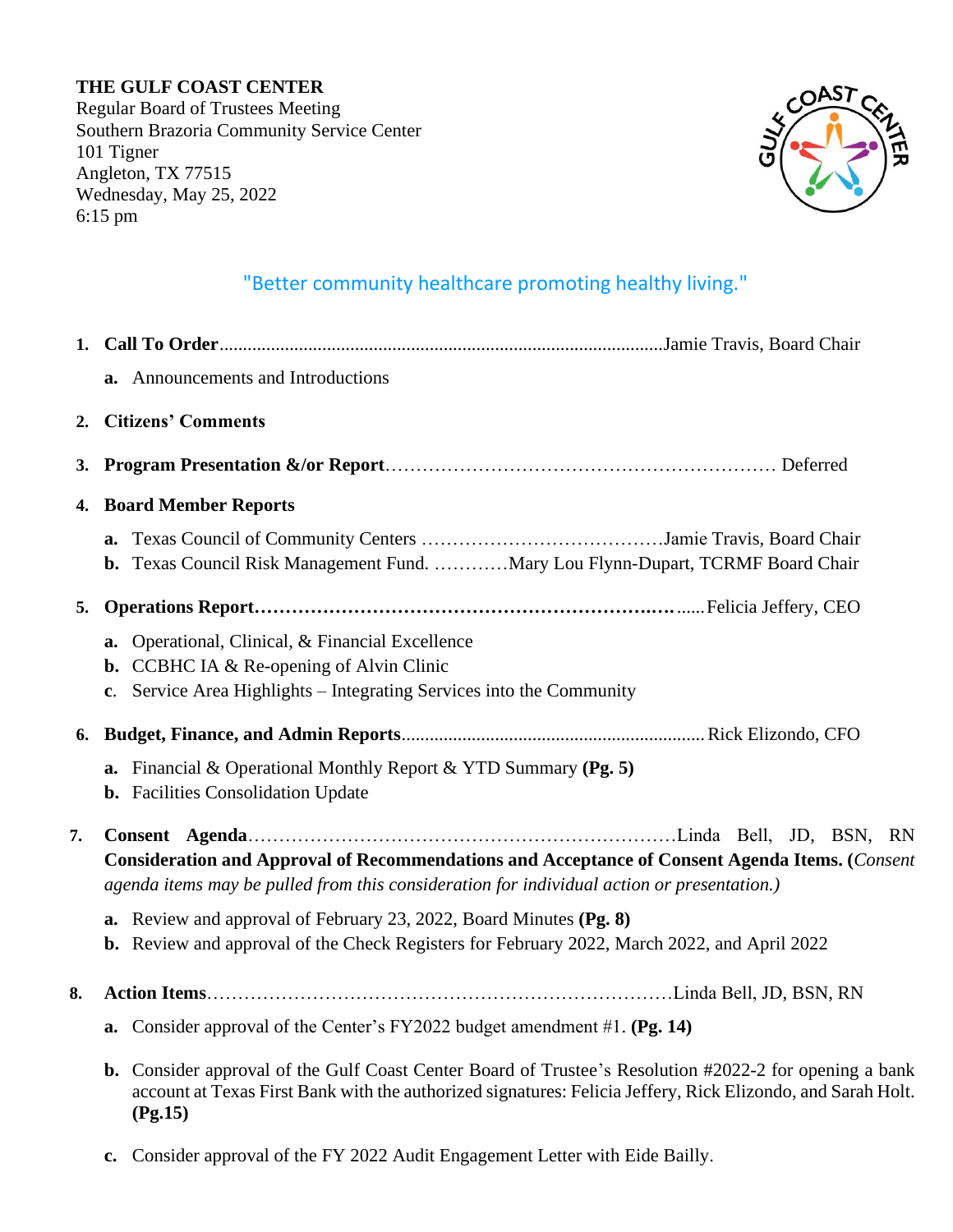**THE GULF COAST CENTER**
Regular Board of Trustees Meeting
Southern Brazoria Community Service Center
101 Tigner
Angleton, TX 77515
Wednesday, May 25, 2022
6:15 pm

"Better community healthcare promoting healthy living."

1. **Call To Order**............................................................Jamie Travis, Board Chair
   a. Announcements and Introductions

2. **Citizens' Comments**

3. **Program Presentation &/or Report**............................................................ Deferred

4. **Board Member Reports**
   a. Texas Council of Community Centers ..........................Jamie Travis, Board Chair
   b. Texas Council Risk Management Fund. ............Mary Lou Flynn-Dupart, TCRMF Board Chair

5. **Operations Report**............................................................Felicia Jeffery, CEO
   a. Operational, Clinical, & Financial Excellence
   b. CCBHC IA & Re-opening of Alvin Clinic
   c. Service Area Highlights – Integrating Services into the Community

6. **Budget, Finance, and Admin Reports**............................................................Rick Elizondo, CFO
   a. Financial & Operational Monthly Report & YTD Summary **(Pg. 5)**
   b. Facilities Consolidation Update

7. **Consent Agenda**............................................................Linda Bell, JD, BSN, RN
   **Consideration and Approval of Recommendations and Acceptance of Consent Agenda Items. (***Consent agenda items may be pulled from this consideration for individual action or presentation.)*
   a. Review and approval of February 23, 2022, Board Minutes **(Pg. 8)**
   b. Review and approval of the Check Registers for February 2022, March 2022, and April 2022

8. **Action Items**............................................................Linda Bell, JD, BSN, RN
   a. Consider approval of the Center's FY2022 budget amendment #1. **(Pg. 14)**
   b. Consider approval of the Gulf Coast Center Board of Trustee's Resolution #2022-2 for opening a bank account at Texas First Bank with the authorized signatures: Felicia Jeffery, Rick Elizondo, and Sarah Holt. **(Pg.15)**
   c. Consider approval of the FY 2022 Audit Engagement Letter with Eide Bailly.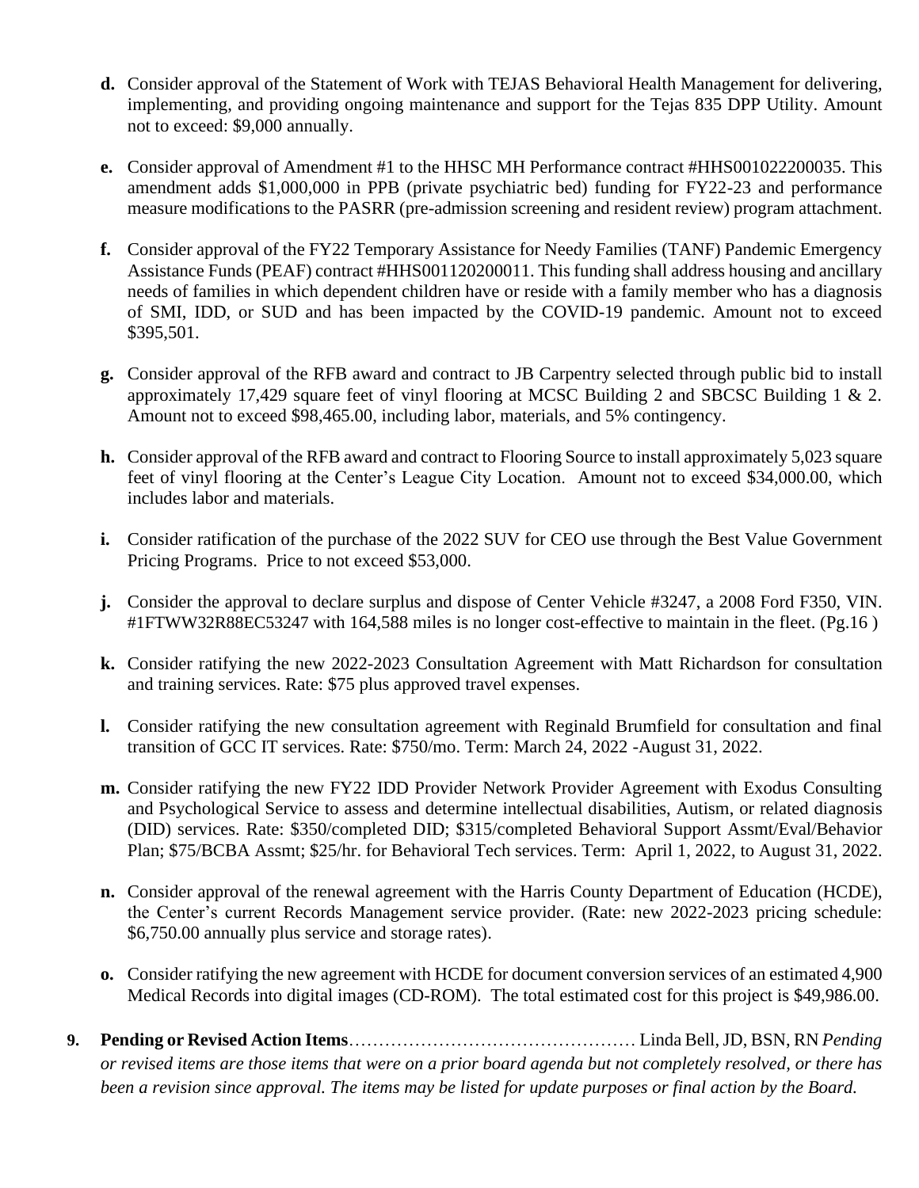**d.** Consider approval of the Statement of Work with TEJAS Behavioral Health Management for delivering, implementing, and providing ongoing maintenance and support for the Tejas 835 DPP Utility. Amount not to exceed: $9,000 annually.

**e.** Consider approval of Amendment #1 to the HHSC MH Performance contract #HHS001022200035. This amendment adds $1,000,000 in PPB (private psychiatric bed) funding for FY22-23 and performance measure modifications to the PASRR (pre-admission screening and resident review) program attachment.

**f.** Consider approval of the FY22 Temporary Assistance for Needy Families (TANF) Pandemic Emergency Assistance Funds (PEAF) contract #HHS001120200011. This funding shall address housing and ancillary needs of families in which dependent children have or reside with a family member who has a diagnosis of SMI, IDD, or SUD and has been impacted by the COVID-19 pandemic. Amount not to exceed $395,501.

**g.** Consider approval of the RFB award and contract to JB Carpentry selected through public bid to install approximately 17,429 square feet of vinyl flooring at MCSC Building 2 and SBCSC Building 1 & 2. Amount not to exceed $98,465.00, including labor, materials, and 5% contingency.

**h.** Consider approval of the RFB award and contract to Flooring Source to install approximately 5,023 square feet of vinyl flooring at the Center's League City Location. Amount not to exceed $34,000.00, which includes labor and materials.

**i.** Consider ratification of the purchase of the 2022 SUV for CEO use through the Best Value Government Pricing Programs. Price to not exceed $53,000.

**j.** Consider the approval to declare surplus and dispose of Center Vehicle #3247, a 2008 Ford F350, VIN. #1FTWW32R88EC53247 with 164,588 miles is no longer cost-effective to maintain in the fleet. (Pg.16 )

**k.** Consider ratifying the new 2022-2023 Consultation Agreement with Matt Richardson for consultation and training services. Rate: $75 plus approved travel expenses.

**l.** Consider ratifying the new consultation agreement with Reginald Brumfield for consultation and final transition of GCC IT services. Rate: $750/mo. Term: March 24, 2022 -August 31, 2022.

**m.** Consider ratifying the new FY22 IDD Provider Network Provider Agreement with Exodus Consulting and Psychological Service to assess and determine intellectual disabilities, Autism, or related diagnosis (DID) services. Rate: $350/completed DID; $315/completed Behavioral Support Assmt/Eval/Behavior Plan; $75/BCBA Assmt; $25/hr. for Behavioral Tech services. Term: April 1, 2022, to August 31, 2022.

**n.** Consider approval of the renewal agreement with the Harris County Department of Education (HCDE), the Center's current Records Management service provider. (Rate: new 2022-2023 pricing schedule: $6,750.00 annually plus service and storage rates).

**o.** Consider ratifying the new agreement with HCDE for document conversion services of an estimated 4,900 Medical Records into digital images (CD-ROM). The total estimated cost for this project is $49,986.00.

**9. Pending or Revised Action Items**………………………………………… Linda Bell, JD, BSN, RN *Pending or revised items are those items that were on a prior board agenda but not completely resolved, or there has been a revision since approval. The items may be listed for update purposes or final action by the Board.*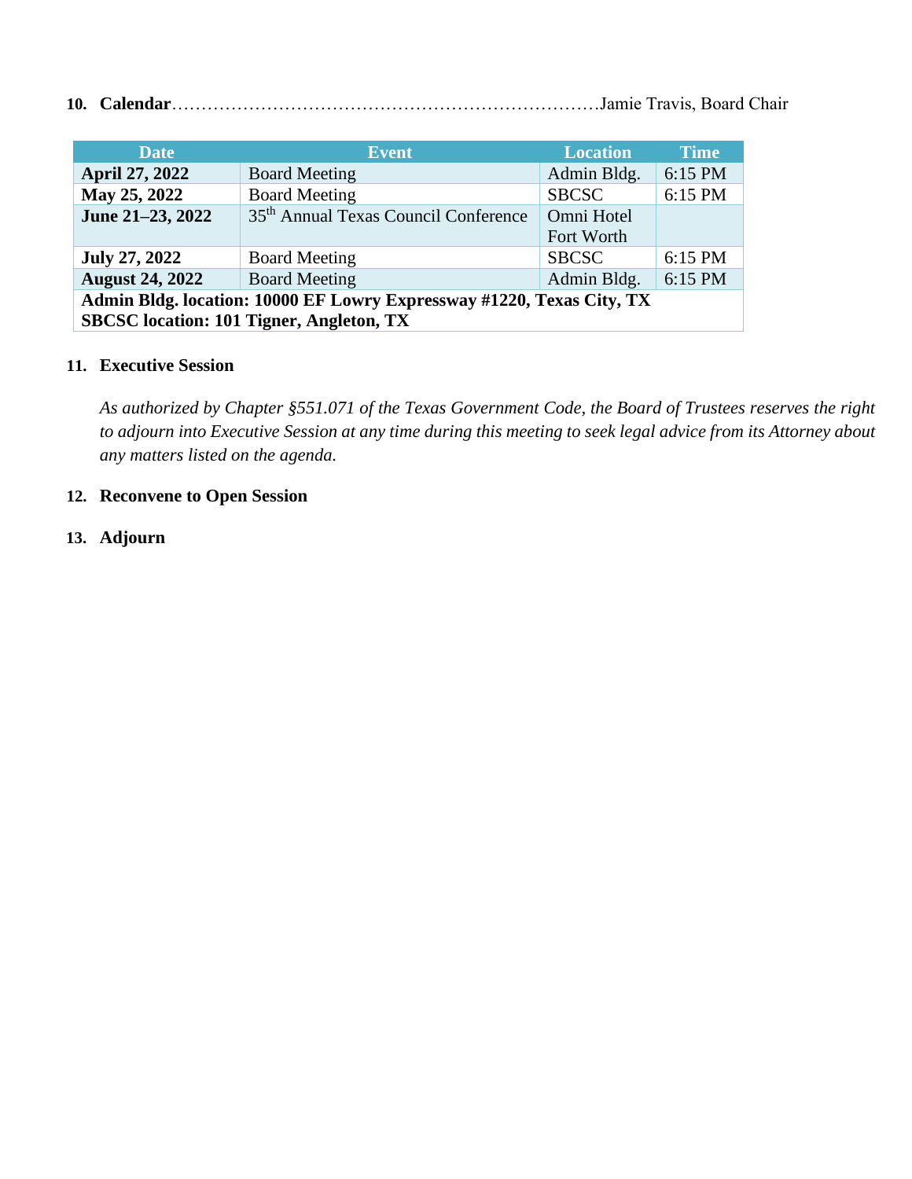**10. Calendar**……………………………………………………………Jamie Travis, Board Chair

| Date | Event | Location | Time |
|---|---|---|---|
| **April 27, 2022** | Board Meeting | Admin Bldg. | 6:15 PM |
| **May 25, 2022** | Board Meeting | SBCSC | 6:15 PM |
| **June 21–23, 2022** | 35th Annual Texas Council Conference | Omni Hotel Fort Worth | |
| **July 27, 2022** | Board Meeting | SBCSC | 6:15 PM |
| **August 24, 2022** | Board Meeting | Admin Bldg. | 6:15 PM |
| **Admin Bldg. location: 10000 EF Lowry Expressway #1220, Texas City, TX<br>SBCSC location: 101 Tigner, Angleton, TX** | | | |

**11. Executive Session**

*As authorized by Chapter §551.071 of the Texas Government Code, the Board of Trustees reserves the right to adjourn into Executive Session at any time during this meeting to seek legal advice from its Attorney about any matters listed on the agenda.*

**12. Reconvene to Open Session**

**13. Adjourn**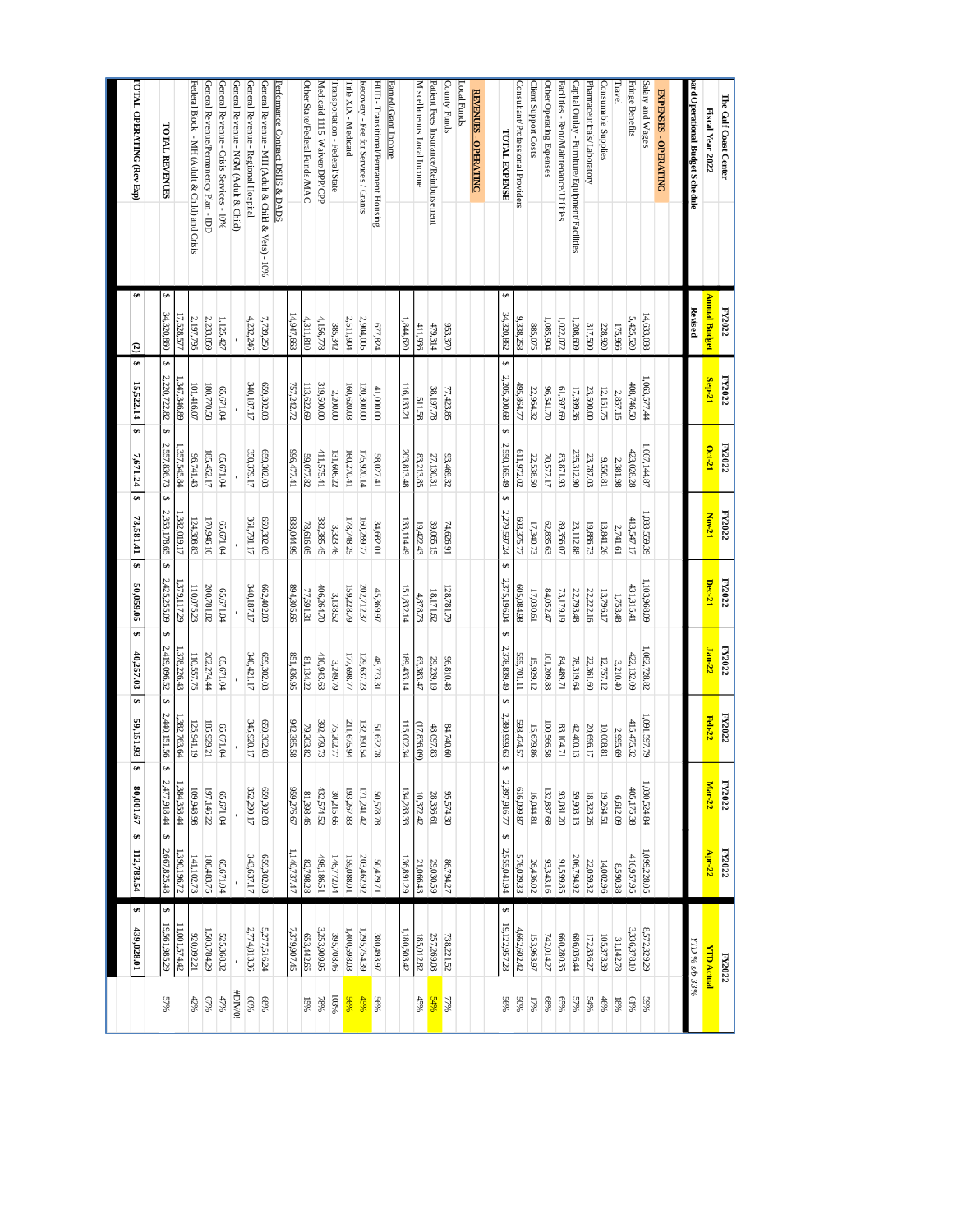| The Gulf Coast Center<br>Fiscal Year 2022<br>Board Operational Budget Schedule | FY2022<br>Annual Budget<br>Revised | FY2022<br>Sep-21 | FY2022<br>Oct-21 | FY2022<br>Nov-21 | FY2022<br>Dec-21 | FY2022<br>Jan-22 | FY2022<br>Feb-22 | FY2022<br>Mar-22 | FY2022<br>Apr-22 | FY2022<br>YTD Actual | YTD % s/b 33% |
|---|---|---|---|---|---|---|---|---|---|---|---|
| **EXPENSES - OPERATING** | | | | | | | | | | | |
| Salary and Wages | 14,633,038 | 1,063,577.44 | 1,067,144.87 | 1,033,559.39 | 1,103,968.09 | 1,082,728.82 | 1,091,597.79 | 1,030,524.84 | 1,099,228.05 | 8,572,329.29 | 59% |
| Fringe Benefits | 5,425,520 | 408,746.50 | 423,028.28 | 413,547.17 | 431,315.41 | 422,132.09 | 415,475.32 | 405,175.38 | 416,957.95 | 3,336,378.10 | 61% |
| Travel | 175,966 | 2,857.15 | 2,381.98 | 2,741.61 | 1,753.48 | 3,210.40 | 2,995.69 | 6,612.09 | 8,590.38 | 31,142.78 | 18% |
| Consumable Supplies | 228,920 | 12,151.75 | 9,550.81 | 13,841.26 | 13,796.17 | 12,757.12 | 10,008.81 | 19,264.51 | 14,002.96 | 105,373.39 | 46% |
| Pharmaceuticals/Laboratory | 317,500 | 23,500.00 | 23,787.03 | 19,886.73 | 22,222.16 | 22,361.60 | 20,696.17 | 18,323.26 | 22,059.32 | 172,836.27 | 54% |
| Capital Outlay - Furniture/Equipment/Facilities | 1,208,609 | 17,399.36 | 235,312.90 | 23,112.88 | 22,793.48 | 78,319.64 | 42,400.13 | 59,903.13 | 206,794.92 | 686,036.44 | 57% |
| Facilities - Rent/Maintenance/Utilities | 1,022,072 | 61,597.69 | 83,871.93 | 89,356.07 | 73,179.19 | 84,489.71 | 83,104.71 | 93,081.20 | 91,599.85 | 660,280.35 | 65% |
| Other Operating Expenses | 1,085,904 | 96,541.70 | 70,577.17 | 62,835.63 | 84,052.47 | 101,209.88 | 100,566.58 | 132,887.68 | 93,343.16 | 742,014.27 | 68% |
| Client Support Costs | 885,075 | 22,964.32 | 22,538.50 | 17,340.73 | 17,030.61 | 15,929.12 | 15,679.86 | 16,044.81 | 26,436.02 | 153,963.97 | 17% |
| Consultant/Professional Providers | 9,338,258 | 495,864.77 | 611,972.02 | 603,375.77 | 605,084.98 | 555,701.11 | 598,474.57 | 616,099.87 | 576,029.33 | 4,662,602.42 | 50% |
| **TOTAL EXPENSE** | $ 34,320,862 | $ 2,205,200.68 | $ 2,550,165.49 | $ 2,279,597.24 | $ 2,375,196.04 | $ 2,378,839.49 | $ 2,380,999.63 | $ 2,397,916.77 | $ 2,555,041.94 | $ 19,122,957.28 | 56% |
| **REVENUES - OPERATING** | | | | | | | | | | | |
| Local Funds | | | | | | | | | | | |
| County Funds | 953,370 | 77,423.85 | 93,469.32 | 74,626.91 | 128,781.79 | 96,810.48 | 84,740.60 | 95,574.30 | 86,794.27 | 738,221.52 | 77% |
| Patient Fees Insurance/Reimbursement | 479,314 | 38,197.78 | 27,130.31 | 39,065.15 | 18,171.62 | 29,239.19 | 48,097.83 | 28,336.61 | 29,030.59 | 257,269.08 | 54% |
| Miscellaneous Local Income | 411,936 | 511.58 | 83,213.85 | 19,422.43 | 4,878.73 | 63,383.47 | (17,836.09) | 10,372.42 | 21,066.43 | 185,012.82 | 45% |
| | 1,844,620 | 116,133.21 | 203,813.48 | 133,114.49 | 151,832.14 | 189,433.14 | 115,002.34 | 134,283.33 | 136,891.29 | 1,180,503.42 | |
| Earned/Grant Income | | | | | | | | | | | |
| HUD - Transitional/Permanent Housing | 677,824 | 41,000.00 | 58,027.41 | 34,692.01 | 45,369.97 | 48,773.31 | 51,632.78 | 50,578.78 | 50,429.71 | 380,483.97 | 56% |
| Recovery - Fee for Services / Grants | 2,904,005 | 120,300.00 | 175,920.14 | 160,289.77 | 202,712.37 | 129,637.23 | 132,190.54 | 171,241.42 | 203,462.92 | 1,295,754.39 | 45% |
| Title XIX - Medicaid | 2,511,904 | 160,620.03 | 161,270.41 | 178,748.25 | 159,228.79 | 177,698.77 | 211,675.94 | 193,267.83 | 159,088.01 | 1,400,598.03 | 56% |
| Transportation - Federal/State | 385,342 | 2,200.00 | 131,606.22 | 3,323.46 | 3,138.52 | 3,249.79 | 75,202.77 | 30,215.66 | 146,772.04 | 395,708.46 | 103% |
| Medicaid 1115 Waiver/DPP/CPP | 4,156,778 | 319,500.00 | 411,575.41 | 382,385.45 | 406,264.70 | 410,943.63 | 392,479.73 | 432,574.52 | 498,186.51 | 3,253,909.95 | 78% |
| Other State/Federal Funds/MAC | 4,311,810 | 113,622.69 | 59,077.82 | 78,616.05 | 77,591.31 | 81,134.22 | 79,203.82 | 81,398.46 | 82,798.28 | 653,442.65 | 15% |
| | 14,947,663 | 757,242.72 | 996,477.41 | 838,044.99 | 894,305.66 | 851,436.95 | 942,385.58 | 959,276.67 | 1,140,737.47 | 7,379,907.45 | |
| Performance Contract DSHS & DADS | | | | | | | | | | | |
| General Revenue - MH (Adult & Child & Vets) - 10% | 7,738,250 | 659,302.03 | 659,302.03 | 659,302.03 | 662,402.03 | 659,302.03 | 659,302.03 | 659,302.03 | 659,302.03 | 5,277,516.24 | 68% |
| General Revenue - Regional Hospital | 4,232,246 | 340,187.17 | 350,379.17 | 361,791.17 | 340,187.17 | 340,421.17 | 345,920.17 | 352,290.17 | 343,637.17 | 2,774,813.36 | 66% |
| General Revenue - NGM (Adult & Child) | - | - | - | - | - | - | - | - | - | - | #DIV/0! |
| General Revenue - Crisis Services - 10% | 1,125,427 | 65,671.04 | 65,671.04 | 65,671.04 | 65,671.04 | 65,671.04 | 65,671.04 | 65,671.04 | 65,671.04 | 525,368.32 | 47% |
| General Revenue/Permanency Plan - IDD | 2,233,859 | 180,770.58 | 185,452.17 | 170,946.10 | 200,781.82 | 202,274.44 | 185,929.21 | 197,146.22 | 180,483.75 | 1,503,784.29 | 67% |
| Federal Block - MH (Adult & Child) and Crisis | 2,197,795 | 101,416.07 | 96,741.43 | 124,308.83 | 110,075.23 | 110,557.75 | 125,941.19 | 109,948.98 | 141,102.73 | 920,092.21 | 42% |
| | 17,528,577 | 1,347,346.89 | 1,357,545.84 | 1,382,019.17 | 1,379,117.29 | 1,378,226.43 | 1,382,763.64 | 1,384,358.44 | 1,390,196.72 | 11,001,574.42 | |
| **TOTAL REVENUES** | $ 34,320,860 | $ 2,220,722.82 | $ 2,557,836.73 | $ 2,353,178.65 | $ 2,425,255.09 | $ 2,419,096.52 | $ 2,440,151.56 | $ 2,477,918.44 | $ 2,667,825.48 | $ 19,561,985.29 | 57% |
| **TOTAL OPERATING (Rev-Exp)** | $ (2) | $ 15,522.14 | $ 7,671.24 | $ 73,581.41 | $ 50,059.05 | $ 40,257.03 | $ 59,151.93 | $ 80,001.67 | $ 112,783.54 | $ 439,028.01 | |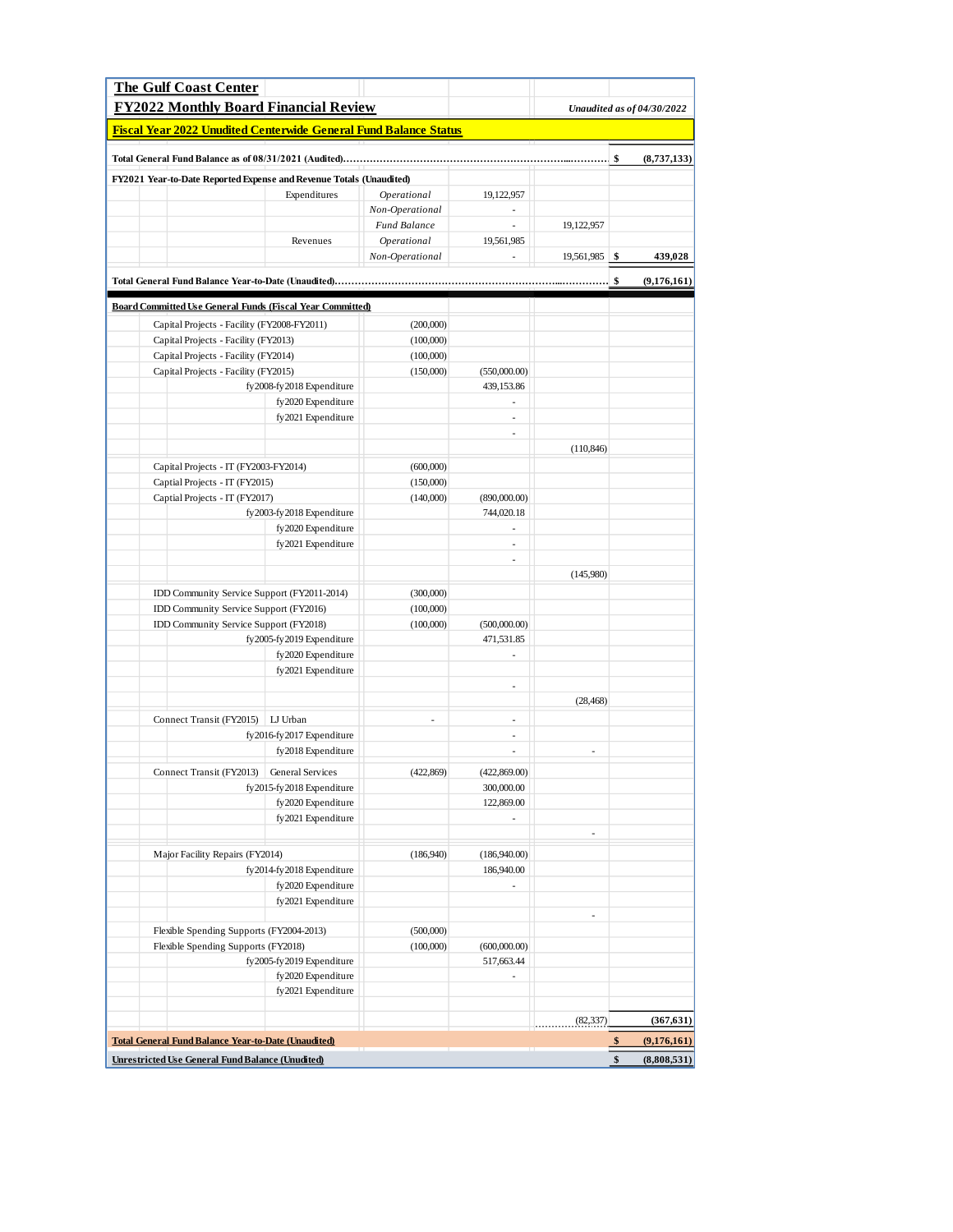**The Gulf Coast Center**

**FY2022 Monthly Board Financial Review**

*Unaudited as of 04/30/2022*

**Fiscal Year 2022 Unudited Centerwide General Fund Balance Status**

| | | | | | |
|---|---|---|---|---|---|
| **Total General Fund Balance as of 08/31/2021 (Audited)** | | | | $ | **(8,737,133)** |
| **FY2021 Year-to-Date Reported Expense and Revenue Totals (Unaudited)** | | | | | |
| Expenditures | *Operational* | 19,122,957 | | | |
| | *Non-Operational* | - | | | |
| | *Fund Balance* | - | 19,122,957 | | |
| Revenues | *Operational* | 19,561,985 | | | |
| | *Non-Operational* | - | 19,561,985 | $ | **439,028** |
| **Total General Fund Balance Year-to-Date (Unaudited)** | | | | $ | **(9,176,161)** |

| | | | | |
|---|---|---|---|---|
| **Board Committed Use General Funds (Fiscal Year Committed)** | | | | |
| Capital Projects - Facility (FY2008-FY2011) | (200,000) | | | |
| Capital Projects - Facility (FY2013) | (100,000) | | | |
| Capital Projects - Facility (FY2014) | (100,000) | | | |
| Capital Projects - Facility (FY2015) | (150,000) | (550,000.00) | | |
| fy2008-fy2018 Expenditure | | 439,153.86 | | |
| fy2020 Expenditure | | - | | |
| fy2021 Expenditure | | - | | |
| | | - | | |
| | | | (110,846) | |
| Capital Projects - IT (FY2003-FY2014) | (600,000) | | | |
| Captial Projects - IT (FY2015) | (150,000) | | | |
| Captial Projects - IT (FY2017) | (140,000) | (890,000.00) | | |
| fy2003-fy2018 Expenditure | | 744,020.18 | | |
| fy2020 Expenditure | | - | | |
| fy2021 Expenditure | | - | | |
| | | - | | |
| | | | (145,980) | |
| IDD Community Service Support (FY2011-2014) | (300,000) | | | |
| IDD Community Service Support (FY2016) | (100,000) | | | |
| IDD Community Service Support (FY2018) | (100,000) | (500,000.00) | | |
| fy2005-fy2019 Expenditure | | 471,531.85 | | |
| fy2020 Expenditure | | - | | |
| fy2021 Expenditure | | | | |
| | | - | | |
| | | | (28,468) | |
| Connect Transit (FY2015) LJ Urban | - | - | | |
| fy2016-fy2017 Expenditure | | - | | |
| fy2018 Expenditure | | - | - | |
| Connect Transit (FY2013) General Services | (422,869) | (422,869.00) | | |
| fy2015-fy2018 Expenditure | | 300,000.00 | | |
| fy2020 Expenditure | | 122,869.00 | | |
| fy2021 Expenditure | | - | | |
| | | | - | |
| Major Facility Repairs (FY2014) | (186,940) | (186,940.00) | | |
| fy2014-fy2018 Expenditure | | 186,940.00 | | |
| fy2020 Expenditure | | - | | |
| fy2021 Expenditure | | | | |
| | | | - | |
| Flexible Spending Supports (FY2004-2013) | (500,000) | | | |
| Flexible Spending Supports (FY2018) | (100,000) | (600,000.00) | | |
| fy2005-fy2019 Expenditure | | 517,663.44 | | |
| fy2020 Expenditure | | - | | |
| fy2021 Expenditure | | | | |
| | | | (82,337) | **(367,631)** |
| **Total General Fund Balance Year-to-Date (Unaudited)** | | | $ | **(9,176,161)** |
| **Unrestricted Use General Fund Balance (Unudited)** | | | $ | **(8,808,531)** |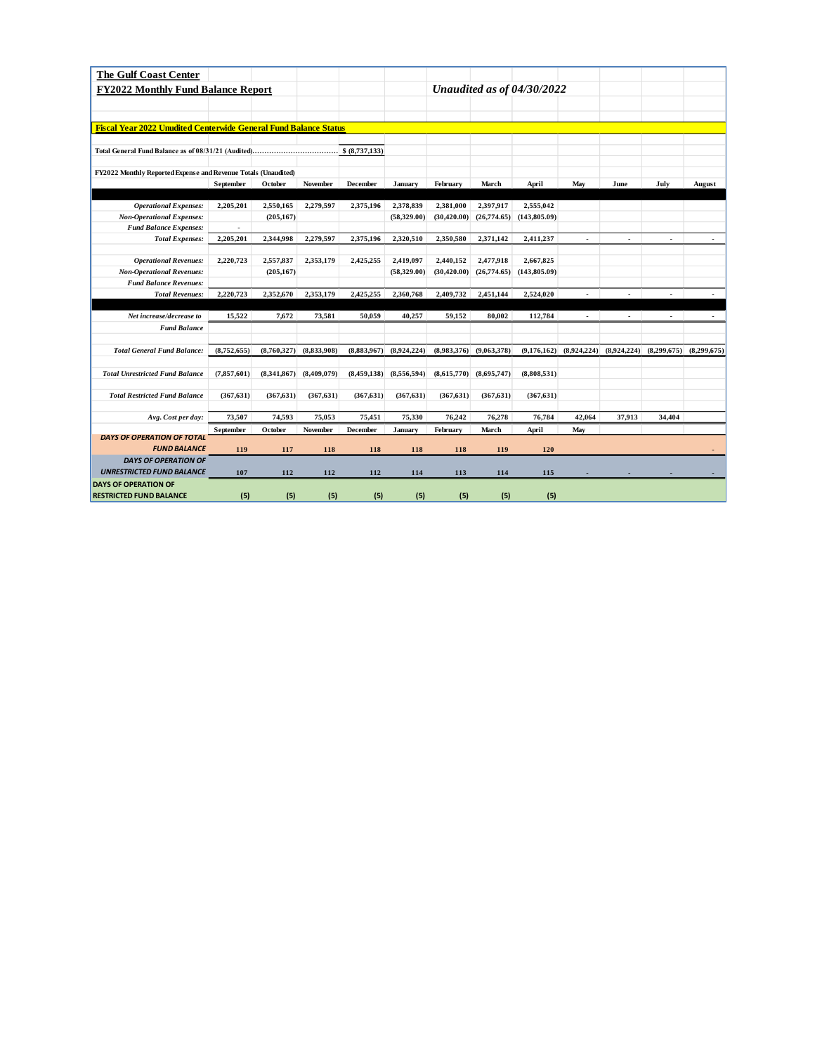**The Gulf Coast Center**

**FY2022 Monthly Fund Balance Report** — *Unaudited as of 04/30/2022*

**Fiscal Year 2022 Unudited Centerwide General Fund Balance Status**

**Total General Fund Balance as of 08/31/21 (Audited)....................................** $ (8,737,133)

**FY2022 Monthly Reported Expense and Revenue Totals (Unaudited)**

| | September | October | November | December | January | February | March | April | May | June | July | August |
|---|---|---|---|---|---|---|---|---|---|---|---|---|
| *Operational Expenses:* | 2,205,201 | 2,550,165 | 2,279,597 | 2,375,196 | 2,378,839 | 2,381,000 | 2,397,917 | 2,555,042 | | | | |
| *Non-Operational Expenses:* | | (205,167) | | | (58,329.00) | (30,420.00) | (26,774.65) | (143,805.09) | | | | |
| *Fund Balance Expenses:* | - | | | | | | | | | | | |
| *Total Expenses:* | 2,205,201 | 2,344,998 | 2,279,597 | 2,375,196 | 2,320,510 | 2,350,580 | 2,371,142 | 2,411,237 | - | - | - | - |
| *Operational Revenues:* | 2,220,723 | 2,557,837 | 2,353,179 | 2,425,255 | 2,419,097 | 2,440,152 | 2,477,918 | 2,667,825 | | | | |
| *Non-Operational Revenues:* | | (205,167) | | | (58,329.00) | (30,420.00) | (26,774.65) | (143,805.09) | | | | |
| *Fund Balance Revenues:* | | | | | | | | | | | | |
| *Total Revenues:* | 2,220,723 | 2,352,670 | 2,353,179 | 2,425,255 | 2,360,768 | 2,409,732 | 2,451,144 | 2,524,020 | - | - | - | - |
| *Net increase/decrease to Fund Balance* | 15,522 | 7,672 | 73,581 | 50,059 | 40,257 | 59,152 | 80,002 | 112,784 | - | - | - | - |
| *Total General Fund Balance:* | (8,752,655) | (8,760,327) | (8,833,908) | (8,883,967) | (8,924,224) | (8,983,376) | (9,063,378) | (9,176,162) | (8,924,224) | (8,924,224) | (8,299,675) | (8,299,675) |
| *Total Unrestricted Fund Balance* | (7,857,601) | (8,341,867) | (8,409,079) | (8,459,138) | (8,556,594) | (8,615,770) | (8,695,747) | (8,808,531) | | | | |
| *Total Restricted Fund Balance* | (367,631) | (367,631) | (367,631) | (367,631) | (367,631) | (367,631) | (367,631) | (367,631) | | | | |
| *Avg. Cost per day:* | 73,507 | 74,593 | 75,053 | 75,451 | 75,330 | 76,242 | 76,278 | 76,784 | 42,064 | 37,913 | 34,404 | |
| | **September** | **October** | **November** | **December** | **January** | **February** | **March** | **April** | **May** | | | |
| ***DAYS OF OPERATION OF TOTAL FUND BALANCE*** | 119 | 117 | 118 | 118 | 118 | 118 | 119 | 120 | | | | - |
| ***DAYS OF OPERATION OF UNRESTRICTED FUND BALANCE*** | 107 | 112 | 112 | 112 | 114 | 113 | 114 | 115 | - | - | - | - |
| **DAYS OF OPERATION OF RESTRICTED FUND BALANCE** | (5) | (5) | (5) | (5) | (5) | (5) | (5) | (5) | | | | |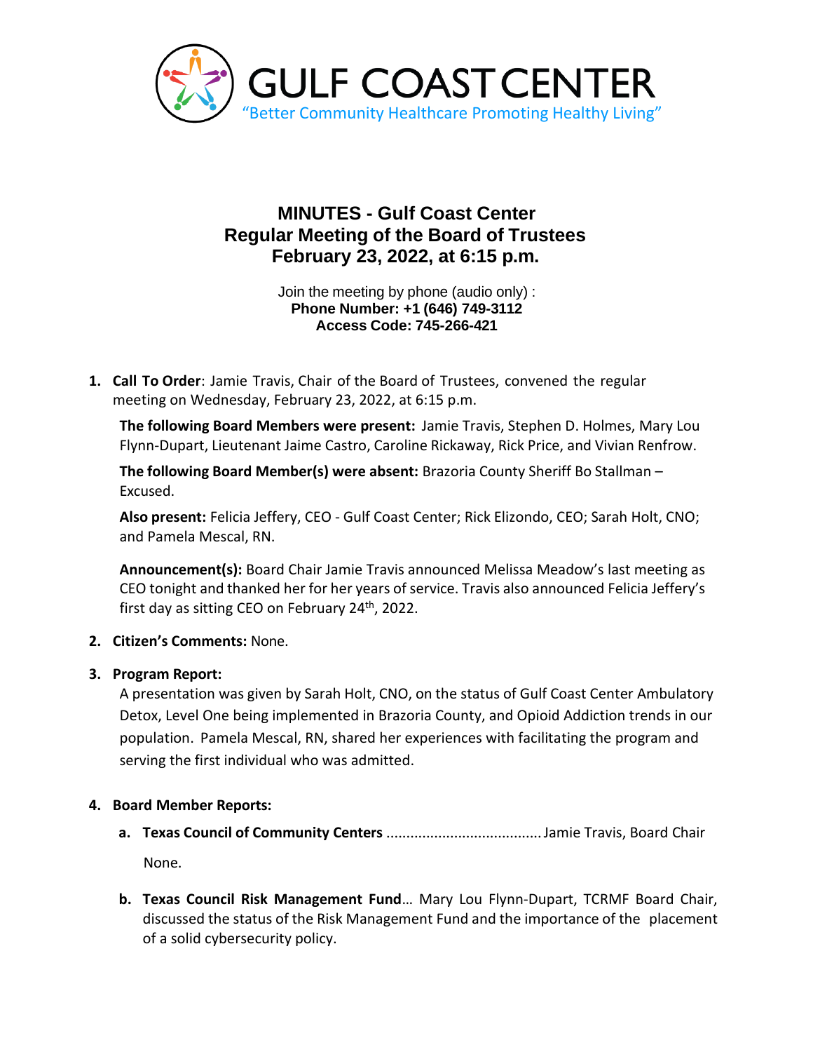GULF COAST CENTER
"Better Community Healthcare Promoting Healthy Living"

# MINUTES - Gulf Coast Center
## Regular Meeting of the Board of Trustees
## February 23, 2022, at 6:15 p.m.

Join the meeting by phone (audio only) :
**Phone Number: +1 (646) 749-3112**
**Access Code: 745-266-421**

1. **Call To Order**: Jamie Travis, Chair of the Board of Trustees, convened the regular meeting on Wednesday, February 23, 2022, at 6:15 p.m.

   **The following Board Members were present:** Jamie Travis, Stephen D. Holmes, Mary Lou Flynn-Dupart, Lieutenant Jaime Castro, Caroline Rickaway, Rick Price, and Vivian Renfrow.

   **The following Board Member(s) were absent:** Brazoria County Sheriff Bo Stallman – Excused.

   **Also present:** Felicia Jeffery, CEO - Gulf Coast Center; Rick Elizondo, CEO; Sarah Holt, CNO; and Pamela Mescal, RN.

   **Announcement(s):** Board Chair Jamie Travis announced Melissa Meadow's last meeting as CEO tonight and thanked her for her years of service. Travis also announced Felicia Jeffery's first day as sitting CEO on February 24th, 2022.

2. **Citizen's Comments:** None.

3. **Program Report:**

   A presentation was given by Sarah Holt, CNO, on the status of Gulf Coast Center Ambulatory Detox, Level One being implemented in Brazoria County, and Opioid Addiction trends in our population. Pamela Mescal, RN, shared her experiences with facilitating the program and serving the first individual who was admitted.

4. **Board Member Reports:**

   a. **Texas Council of Community Centers** ....................................... Jamie Travis, Board Chair

      None.

   b. **Texas Council Risk Management Fund**… Mary Lou Flynn-Dupart, TCRMF Board Chair, discussed the status of the Risk Management Fund and the importance of the placement of a solid cybersecurity policy.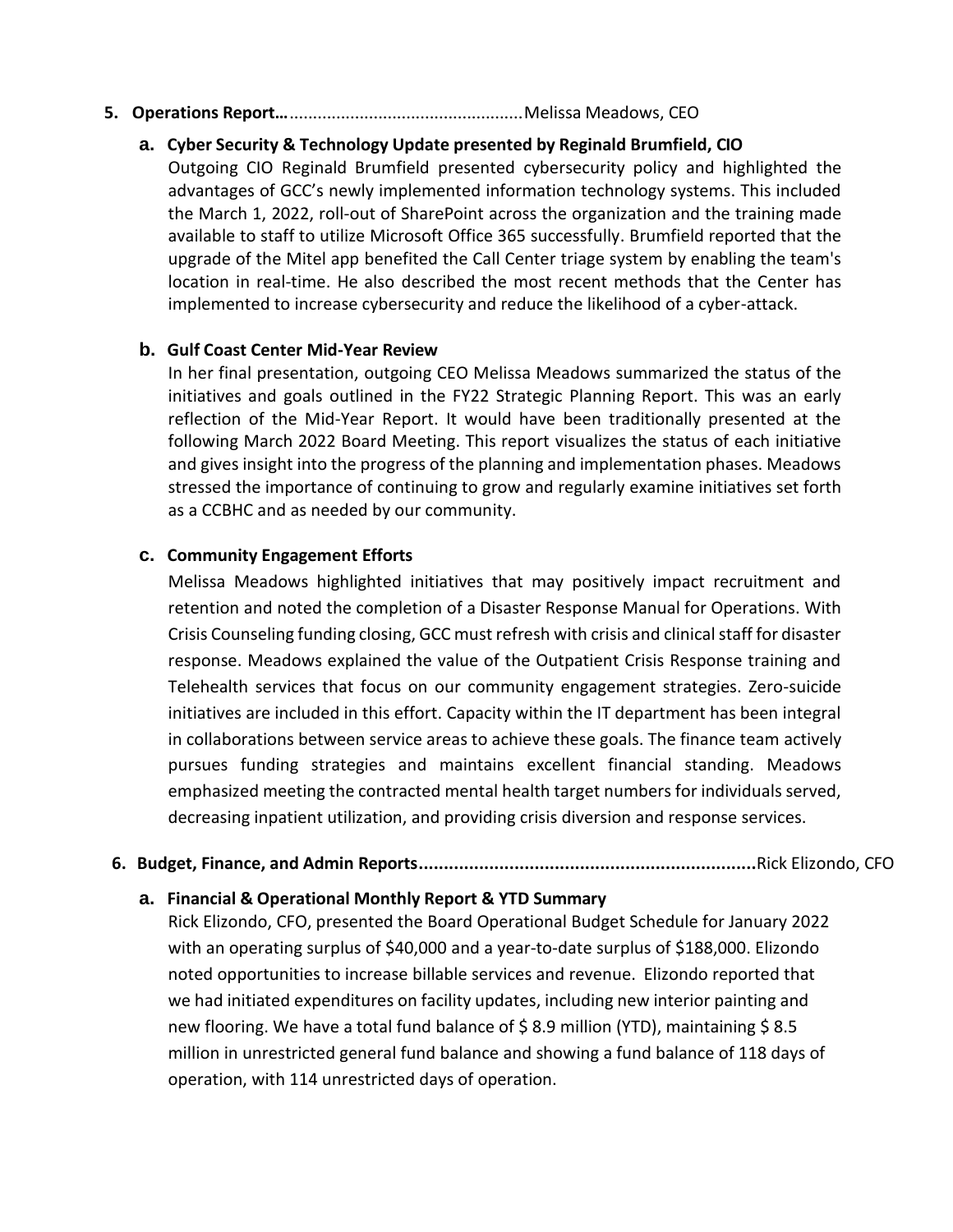**5. Operations Report…**.................................................Melissa Meadows, CEO

**a. Cyber Security & Technology Update presented by Reginald Brumfield, CIO**

Outgoing CIO Reginald Brumfield presented cybersecurity policy and highlighted the advantages of GCC's newly implemented information technology systems. This included the March 1, 2022, roll-out of SharePoint across the organization and the training made available to staff to utilize Microsoft Office 365 successfully. Brumfield reported that the upgrade of the Mitel app benefited the Call Center triage system by enabling the team's location in real-time. He also described the most recent methods that the Center has implemented to increase cybersecurity and reduce the likelihood of a cyber-attack.

**b. Gulf Coast Center Mid-Year Review**

In her final presentation, outgoing CEO Melissa Meadows summarized the status of the initiatives and goals outlined in the FY22 Strategic Planning Report. This was an early reflection of the Mid-Year Report. It would have been traditionally presented at the following March 2022 Board Meeting. This report visualizes the status of each initiative and gives insight into the progress of the planning and implementation phases. Meadows stressed the importance of continuing to grow and regularly examine initiatives set forth as a CCBHC and as needed by our community.

**c. Community Engagement Efforts**

Melissa Meadows highlighted initiatives that may positively impact recruitment and retention and noted the completion of a Disaster Response Manual for Operations. With Crisis Counseling funding closing, GCC must refresh with crisis and clinical staff for disaster response. Meadows explained the value of the Outpatient Crisis Response training and Telehealth services that focus on our community engagement strategies. Zero-suicide initiatives are included in this effort. Capacity within the IT department has been integral in collaborations between service areas to achieve these goals. The finance team actively pursues funding strategies and maintains excellent financial standing. Meadows emphasized meeting the contracted mental health target numbers for individuals served, decreasing inpatient utilization, and providing crisis diversion and response services.

**6. Budget, Finance, and Admin Reports**..................................................................Rick Elizondo, CFO

**a. Financial & Operational Monthly Report & YTD Summary**

Rick Elizondo, CFO, presented the Board Operational Budget Schedule for January 2022 with an operating surplus of $40,000 and a year-to-date surplus of $188,000. Elizondo noted opportunities to increase billable services and revenue. Elizondo reported that we had initiated expenditures on facility updates, including new interior painting and new flooring. We have a total fund balance of $ 8.9 million (YTD), maintaining $ 8.5 million in unrestricted general fund balance and showing a fund balance of 118 days of operation, with 114 unrestricted days of operation.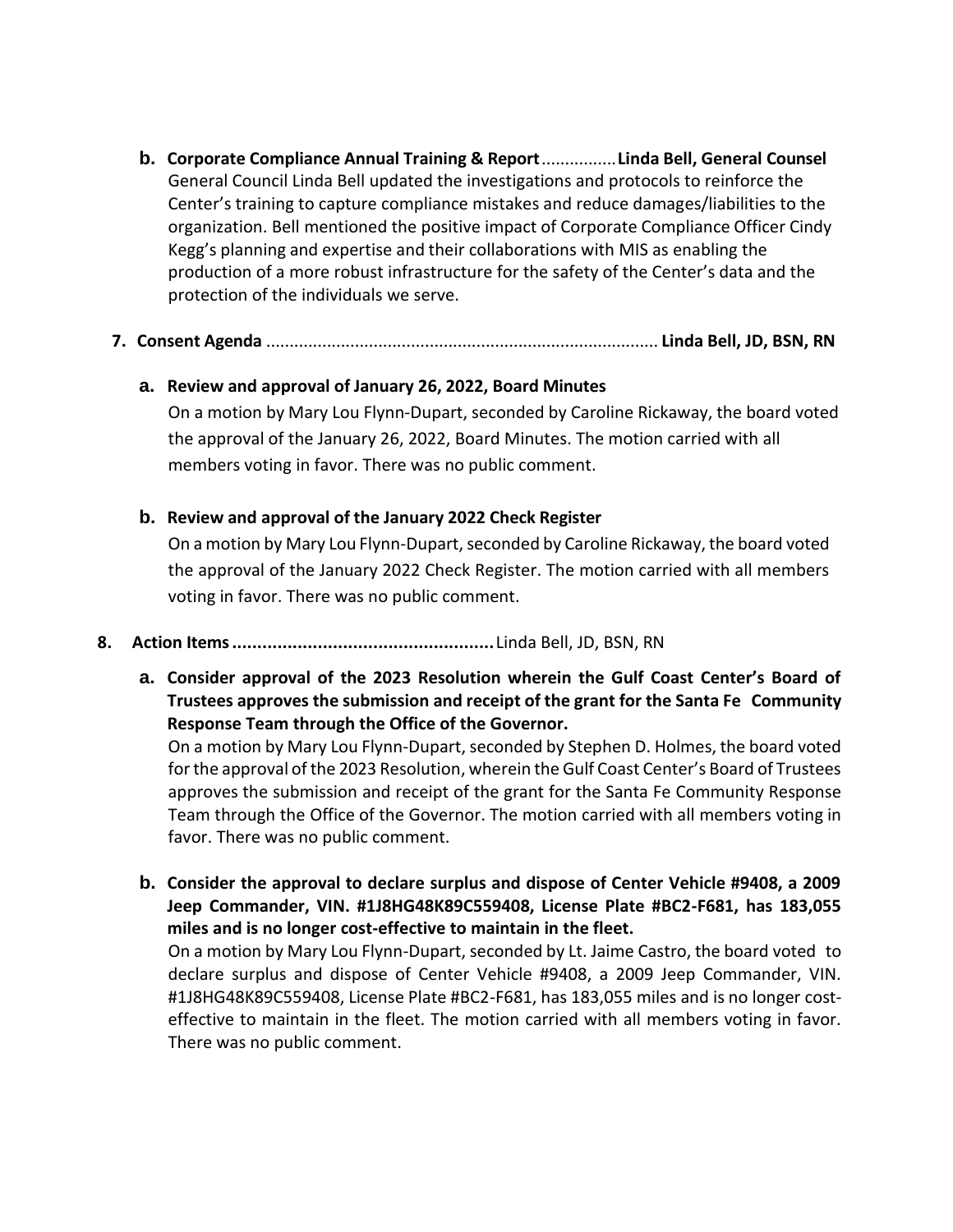**b. Corporate Compliance Annual Training & Report**...............**Linda Bell, General Counsel**

General Council Linda Bell updated the investigations and protocols to reinforce the Center's training to capture compliance mistakes and reduce damages/liabilities to the organization. Bell mentioned the positive impact of Corporate Compliance Officer Cindy Kegg's planning and expertise and their collaborations with MIS as enabling the production of a more robust infrastructure for the safety of the Center's data and the protection of the individuals we serve.

**7. Consent Agenda** ................................................................................... **Linda Bell, JD, BSN, RN**

**a. Review and approval of January 26, 2022, Board Minutes**

On a motion by Mary Lou Flynn-Dupart, seconded by Caroline Rickaway, the board voted the approval of the January 26, 2022, Board Minutes. The motion carried with all members voting in favor. There was no public comment.

**b. Review and approval of the January 2022 Check Register**

On a motion by Mary Lou Flynn-Dupart, seconded by Caroline Rickaway, the board voted the approval of the January 2022 Check Register. The motion carried with all members voting in favor. There was no public comment.

**8. Action Items**....................................................Linda Bell, JD, BSN, RN

**a. Consider approval of the 2023 Resolution wherein the Gulf Coast Center's Board of Trustees approves the submission and receipt of the grant for the Santa Fe Community Response Team through the Office of the Governor.**

On a motion by Mary Lou Flynn-Dupart, seconded by Stephen D. Holmes, the board voted for the approval of the 2023 Resolution, wherein the Gulf Coast Center's Board of Trustees approves the submission and receipt of the grant for the Santa Fe Community Response Team through the Office of the Governor. The motion carried with all members voting in favor. There was no public comment.

**b. Consider the approval to declare surplus and dispose of Center Vehicle #9408, a 2009 Jeep Commander, VIN. #1J8HG48K89C559408, License Plate #BC2-F681, has 183,055 miles and is no longer cost-effective to maintain in the fleet.**

On a motion by Mary Lou Flynn-Dupart, seconded by Lt. Jaime Castro, the board voted to declare surplus and dispose of Center Vehicle #9408, a 2009 Jeep Commander, VIN. #1J8HG48K89C559408, License Plate #BC2-F681, has 183,055 miles and is no longer cost-effective to maintain in the fleet. The motion carried with all members voting in favor. There was no public comment.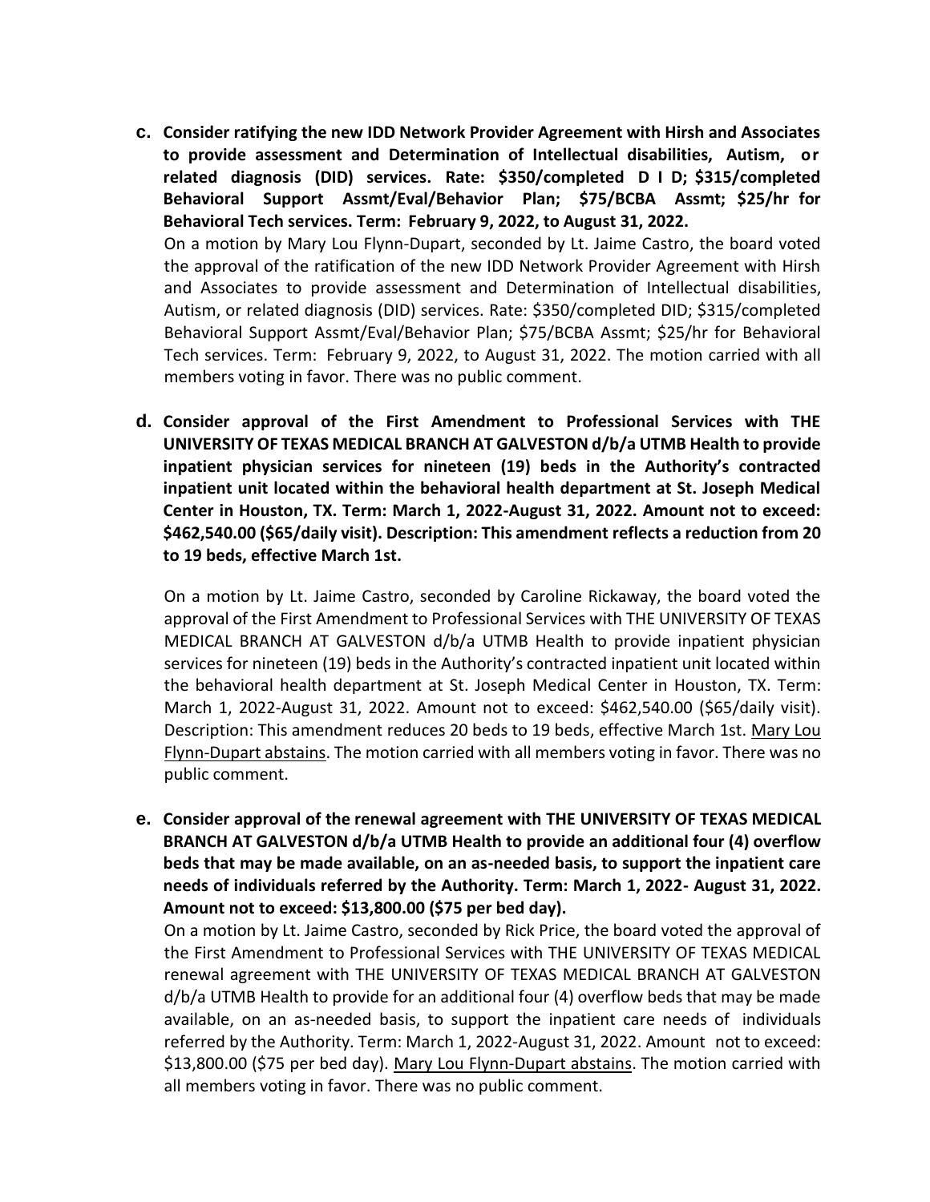**c. Consider ratifying the new IDD Network Provider Agreement with Hirsh and Associates to provide assessment and Determination of Intellectual disabilities, Autism, or related diagnosis (DID) services. Rate: $350/completed D I D; $315/completed Behavioral Support Assmt/Eval/Behavior Plan; $75/BCBA Assmt; $25/hr for Behavioral Tech services. Term: February 9, 2022, to August 31, 2022.**

On a motion by Mary Lou Flynn-Dupart, seconded by Lt. Jaime Castro, the board voted the approval of the ratification of the new IDD Network Provider Agreement with Hirsh and Associates to provide assessment and Determination of Intellectual disabilities, Autism, or related diagnosis (DID) services. Rate: $350/completed DID; $315/completed Behavioral Support Assmt/Eval/Behavior Plan; $75/BCBA Assmt; $25/hr for Behavioral Tech services. Term: February 9, 2022, to August 31, 2022. The motion carried with all members voting in favor. There was no public comment.

**d. Consider approval of the First Amendment to Professional Services with THE UNIVERSITY OF TEXAS MEDICAL BRANCH AT GALVESTON d/b/a UTMB Health to provide inpatient physician services for nineteen (19) beds in the Authority's contracted inpatient unit located within the behavioral health department at St. Joseph Medical Center in Houston, TX. Term: March 1, 2022-August 31, 2022. Amount not to exceed: $462,540.00 ($65/daily visit). Description: This amendment reflects a reduction from 20 to 19 beds, effective March 1st.**

On a motion by Lt. Jaime Castro, seconded by Caroline Rickaway, the board voted the approval of the First Amendment to Professional Services with THE UNIVERSITY OF TEXAS MEDICAL BRANCH AT GALVESTON d/b/a UTMB Health to provide inpatient physician services for nineteen (19) beds in the Authority's contracted inpatient unit located within the behavioral health department at St. Joseph Medical Center in Houston, TX. Term: March 1, 2022-August 31, 2022. Amount not to exceed: $462,540.00 ($65/daily visit). Description: This amendment reduces 20 beds to 19 beds, effective March 1st. Mary Lou Flynn-Dupart abstains. The motion carried with all members voting in favor. There was no public comment.

**e. Consider approval of the renewal agreement with THE UNIVERSITY OF TEXAS MEDICAL BRANCH AT GALVESTON d/b/a UTMB Health to provide an additional four (4) overflow beds that may be made available, on an as-needed basis, to support the inpatient care needs of individuals referred by the Authority. Term: March 1, 2022- August 31, 2022. Amount not to exceed: $13,800.00 ($75 per bed day).**

On a motion by Lt. Jaime Castro, seconded by Rick Price, the board voted the approval of the First Amendment to Professional Services with THE UNIVERSITY OF TEXAS MEDICAL renewal agreement with THE UNIVERSITY OF TEXAS MEDICAL BRANCH AT GALVESTON d/b/a UTMB Health to provide for an additional four (4) overflow beds that may be made available, on an as-needed basis, to support the inpatient care needs of individuals referred by the Authority. Term: March 1, 2022-August 31, 2022. Amount not to exceed: $13,800.00 ($75 per bed day). Mary Lou Flynn-Dupart abstains. The motion carried with all members voting in favor. There was no public comment.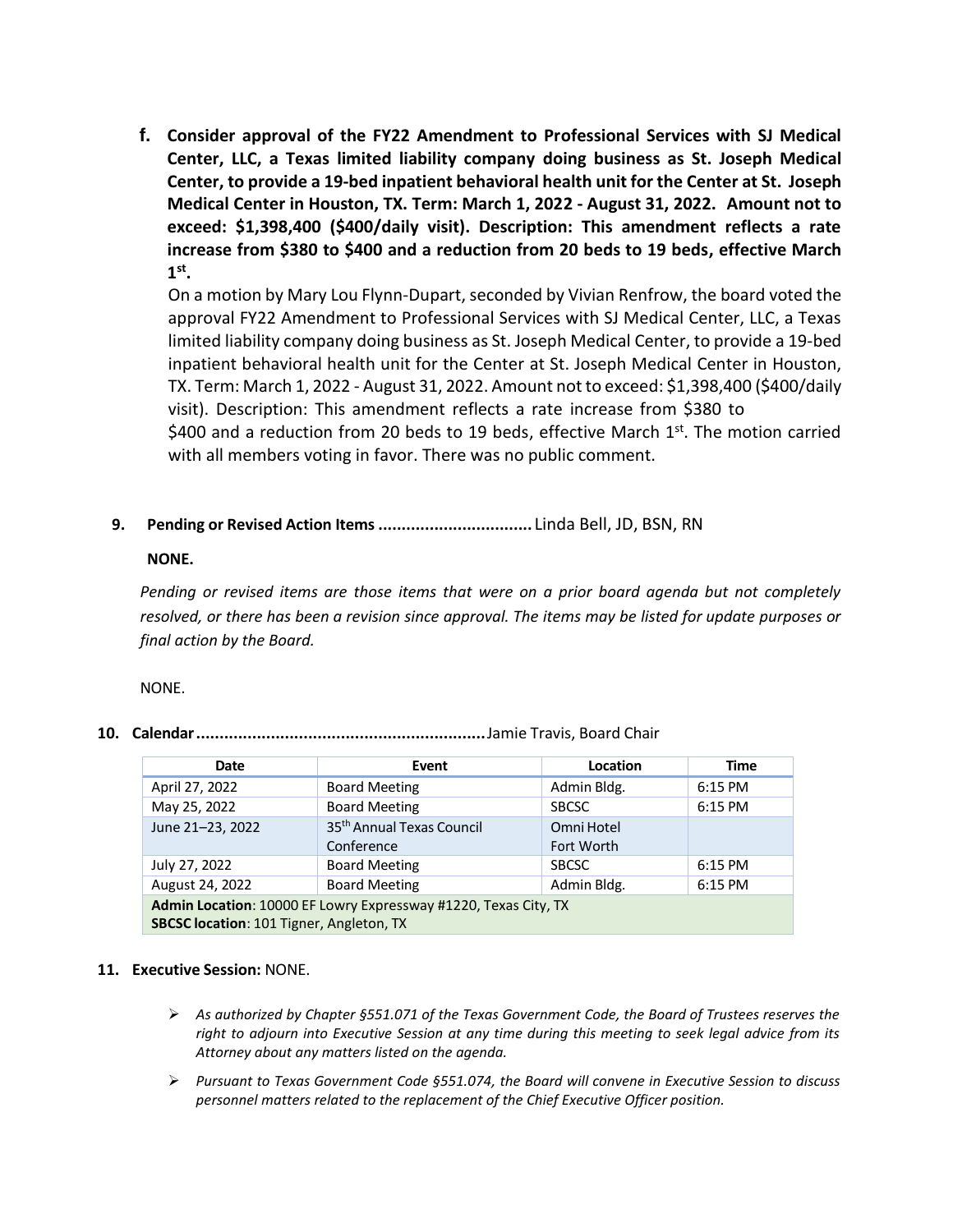**f. Consider approval of the FY22 Amendment to Professional Services with SJ Medical Center, LLC, a Texas limited liability company doing business as St. Joseph Medical Center, to provide a 19-bed inpatient behavioral health unit for the Center at St. Joseph Medical Center in Houston, TX. Term: March 1, 2022 - August 31, 2022. Amount not to exceed: $1,398,400 ($400/daily visit). Description: This amendment reflects a rate increase from $380 to $400 and a reduction from 20 beds to 19 beds, effective March 1st.**

On a motion by Mary Lou Flynn-Dupart, seconded by Vivian Renfrow, the board voted the approval FY22 Amendment to Professional Services with SJ Medical Center, LLC, a Texas limited liability company doing business as St. Joseph Medical Center, to provide a 19-bed inpatient behavioral health unit for the Center at St. Joseph Medical Center in Houston, TX. Term: March 1, 2022 - August 31, 2022. Amount not to exceed: $1,398,400 ($400/daily visit). Description: This amendment reflects a rate increase from $380 to $400 and a reduction from 20 beds to 19 beds, effective March 1st. The motion carried with all members voting in favor. There was no public comment.

**9. Pending or Revised Action Items .................................** Linda Bell, JD, BSN, RN

**NONE.**

*Pending or revised items are those items that were on a prior board agenda but not completely resolved, or there has been a revision since approval. The items may be listed for update purposes or final action by the Board.*

NONE.

**10. Calendar ..............................................................** Jamie Travis, Board Chair

| Date | Event | Location | Time |
|---|---|---|---|
| April 27, 2022 | Board Meeting | Admin Bldg. | 6:15 PM |
| May 25, 2022 | Board Meeting | SBCSC | 6:15 PM |
| June 21–23, 2022 | 35th Annual Texas Council Conference | Omni Hotel Fort Worth | |
| July 27, 2022 | Board Meeting | SBCSC | 6:15 PM |
| August 24, 2022 | Board Meeting | Admin Bldg. | 6:15 PM |
| **Admin Location**: 10000 EF Lowry Expressway #1220, Texas City, TX<br>**SBCSC location**: 101 Tigner, Angleton, TX | | | |

**11. Executive Session:** NONE.

- *As authorized by Chapter §551.071 of the Texas Government Code, the Board of Trustees reserves the right to adjourn into Executive Session at any time during this meeting to seek legal advice from its Attorney about any matters listed on the agenda.*
- *Pursuant to Texas Government Code §551.074, the Board will convene in Executive Session to discuss personnel matters related to the replacement of the Chief Executive Officer position.*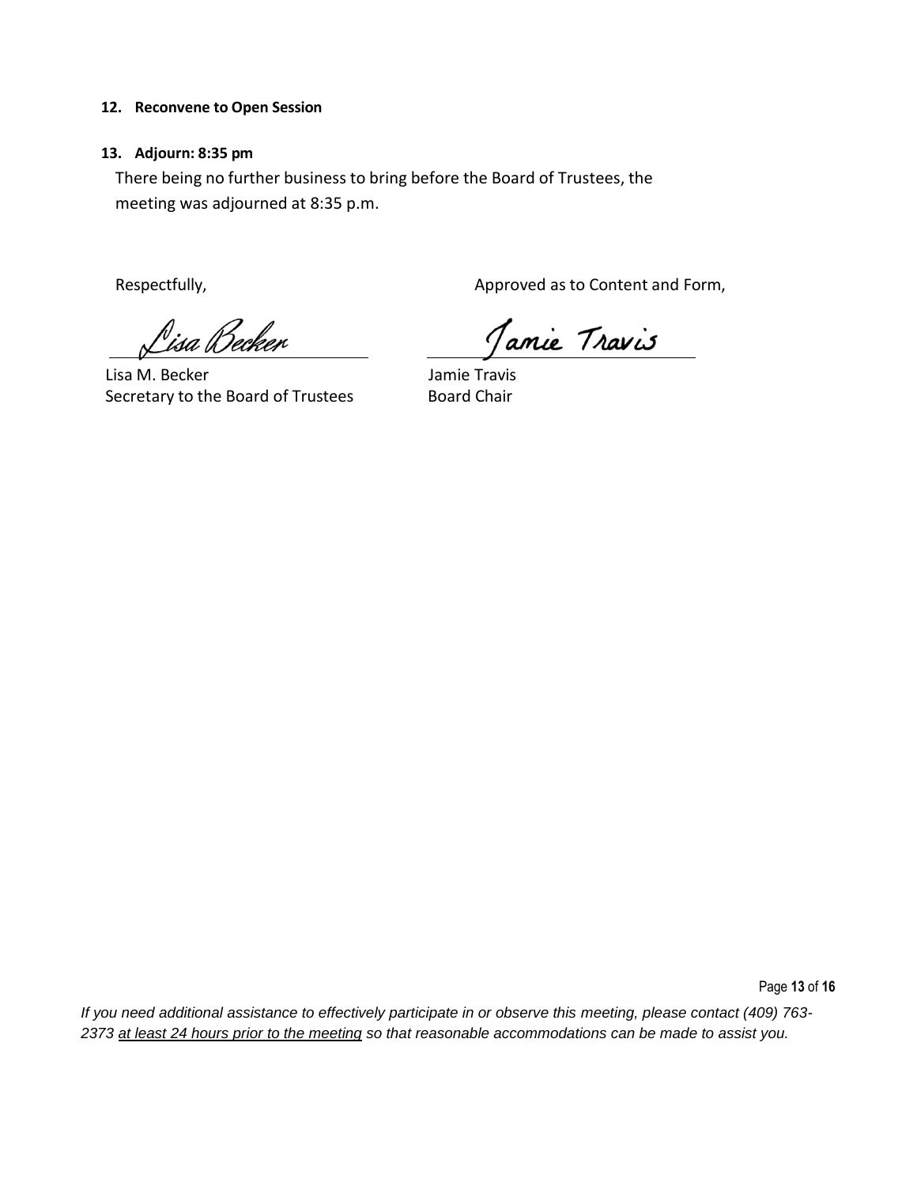**12. Reconvene to Open Session**

**13. Adjourn: 8:35 pm**

There being no further business to bring before the Board of Trustees, the meeting was adjourned at 8:35 p.m.

Respectfully,

Lisa Becker

Lisa M. Becker
Secretary to the Board of Trustees

Approved as to Content and Form,

Jamie Travis

Jamie Travis
Board Chair

*If you need additional assistance to effectively participate in or observe this meeting, please contact (409) 763-2373 at least 24 hours prior to the meeting so that reasonable accommodations can be made to assist you.*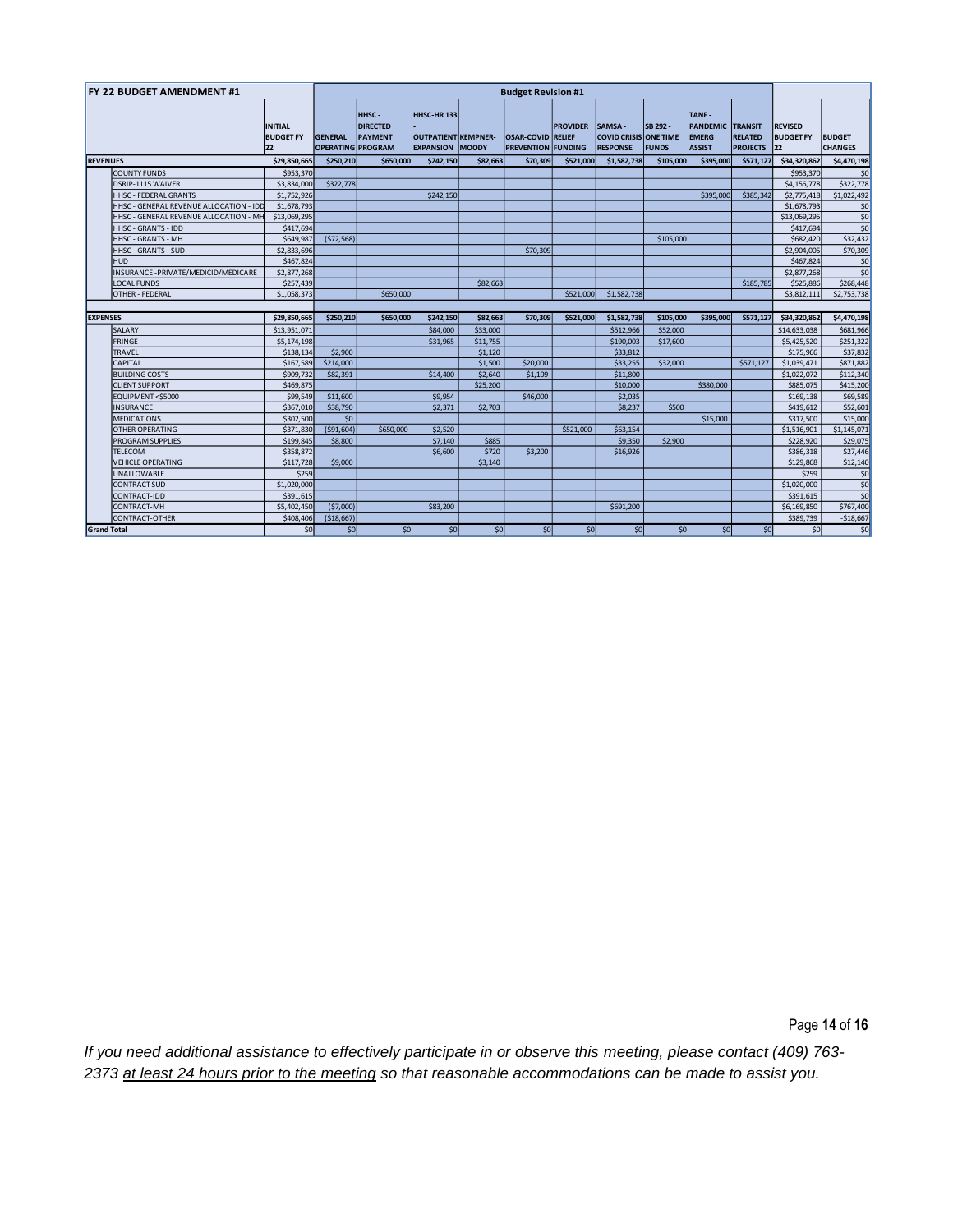| FY 22 BUDGET AMENDMENT #1 | | Budget Revision #1 | | | | | | | | | | | |
|---|---|---|---|---|---|---|---|---|---|---|---|---|---|
| | INITIAL BUDGET FY 22 | GENERAL OPERATING | HHSC - DIRECTED PAYMENT PROGRAM | HHSC-HR 133 - OUTPATIENT EXPANSION | KEMPNER-MOODY | OSAR-COVID PREVENTION | RELIEF PROVIDER FUNDING | SAMSA - COVID CRISIS RESPONSE | SB 292 - ONE TIME FUNDS | TANF - PANDEMIC EMERG ASSIST | TRANSIT RELATED PROJECTS | REVISED BUDGET FY 22 | BUDGET CHANGES |
| **REVENUES** | $29,850,665 | $250,210 | $650,000 | $242,150 | $82,663 | $70,309 | $521,000 | $1,582,738 | $105,000 | $395,000 | $571,127 | $34,320,862 | $4,470,198 |
| COUNTY FUNDS | $953,370 | | | | | | | | | | | $953,370 | $0 |
| DSRIP-1115 WAIVER | $3,834,000 | $322,778 | | | | | | | | | | $4,156,778 | $322,778 |
| HHSC - FEDERAL GRANTS | $1,752,926 | | | $242,150 | | | | | | $395,000 | $385,342 | $2,775,418 | $1,022,492 |
| HHSC - GENERAL REVENUE ALLOCATION - IDD | $1,678,793 | | | | | | | | | | | $1,678,793 | $0 |
| HHSC - GENERAL REVENUE ALLOCATION - MH | $13,069,295 | | | | | | | | | | | $13,069,295 | $0 |
| HHSC - GRANTS - IDD | $417,694 | | | | | | | | | | | $417,694 | $0 |
| HHSC - GRANTS - MH | $649,987 | ($72,568) | | | | | | | $105,000 | | | $682,420 | $32,432 |
| HHSC - GRANTS - SUD | $2,833,696 | | | | | $70,309 | | | | | | $2,904,005 | $70,309 |
| HUD | $467,824 | | | | | | | | | | | $467,824 | $0 |
| INSURANCE -PRIVATE/MEDICID/MEDICARE | $2,877,268 | | | | | | | | | | | $2,877,268 | $0 |
| LOCAL FUNDS | $257,439 | | | | $82,663 | | | | | | $185,785 | $525,886 | $268,448 |
| OTHER - FEDERAL | $1,058,373 | | $650,000 | | | | $521,000 | $1,582,738 | | | | $3,812,111 | $2,753,738 |
| **EXPENSES** | $29,850,665 | $250,210 | $650,000 | $242,150 | $82,663 | $70,309 | $521,000 | $1,582,738 | $105,000 | $395,000 | $571,127 | $34,320,862 | $4,470,198 |
| SALARY | $13,951,071 | | | $84,000 | $33,000 | | | $512,966 | $52,000 | | | $14,633,038 | $681,966 |
| FRINGE | $5,174,198 | | | $31,965 | $11,755 | | | $190,003 | $17,600 | | | $5,425,520 | $251,322 |
| TRAVEL | $138,134 | $2,900 | | | $1,120 | | | $33,812 | | | | $175,966 | $37,832 |
| CAPITAL | $167,589 | $214,000 | | | $1,500 | $20,000 | | $33,255 | $32,000 | | $571,127 | $1,039,471 | $871,882 |
| BUILDING COSTS | $909,732 | $82,391 | | $14,400 | $2,640 | $1,109 | | $11,800 | | | | $1,022,072 | $112,340 |
| CLIENT SUPPORT | $469,875 | | | | $25,200 | | | $10,000 | | $380,000 | | $885,075 | $415,200 |
| EQUIPMENT <$5000 | $99,549 | $11,600 | | $9,954 | | $46,000 | | $2,035 | | | | $169,138 | $69,589 |
| INSURANCE | $367,010 | $38,790 | | $2,371 | $2,703 | | | $8,237 | $500 | | | $419,612 | $52,601 |
| MEDICATIONS | $302,500 | $0 | | | | | | | | $15,000 | | $317,500 | $15,000 |
| OTHER OPERATING | $371,830 | ($91,604) | $650,000 | $2,520 | | | $521,000 | $63,154 | | | | $1,516,901 | $1,145,071 |
| PROGRAM SUPPLIES | $199,845 | $8,800 | | $7,140 | $885 | | | $9,350 | $2,900 | | | $228,920 | $29,075 |
| TELECOM | $358,872 | | | $6,600 | $720 | $3,200 | | $16,926 | | | | $386,318 | $27,446 |
| VEHICLE OPERATING | $117,728 | $9,000 | | | $3,140 | | | | | | | $129,868 | $12,140 |
| UNALLOWABLE | $259 | | | | | | | | | | | $259 | $0 |
| CONTRACT SUD | $1,020,000 | | | | | | | | | | | $1,020,000 | $0 |
| CONTRACT-IDD | $391,615 | | | | | | | | | | | $391,615 | $0 |
| CONTRACT-MH | $5,402,450 | ($7,000) | | $83,200 | | | | $691,200 | | | | $6,169,850 | $767,400 |
| CONTRACT-OTHER | $408,406 | ($18,667) | | | | | | | | | | $389,739 | -$18,667 |
| **Grand Total** | $0 | $0 | $0 | $0 | $0 | $0 | $0 | $0 | $0 | $0 | $0 | $0 | $0 |

*If you need additional assistance to effectively participate in or observe this meeting, please contact (409) 763-2373 at least 24 hours prior to the meeting so that reasonable accommodations can be made to assist you.*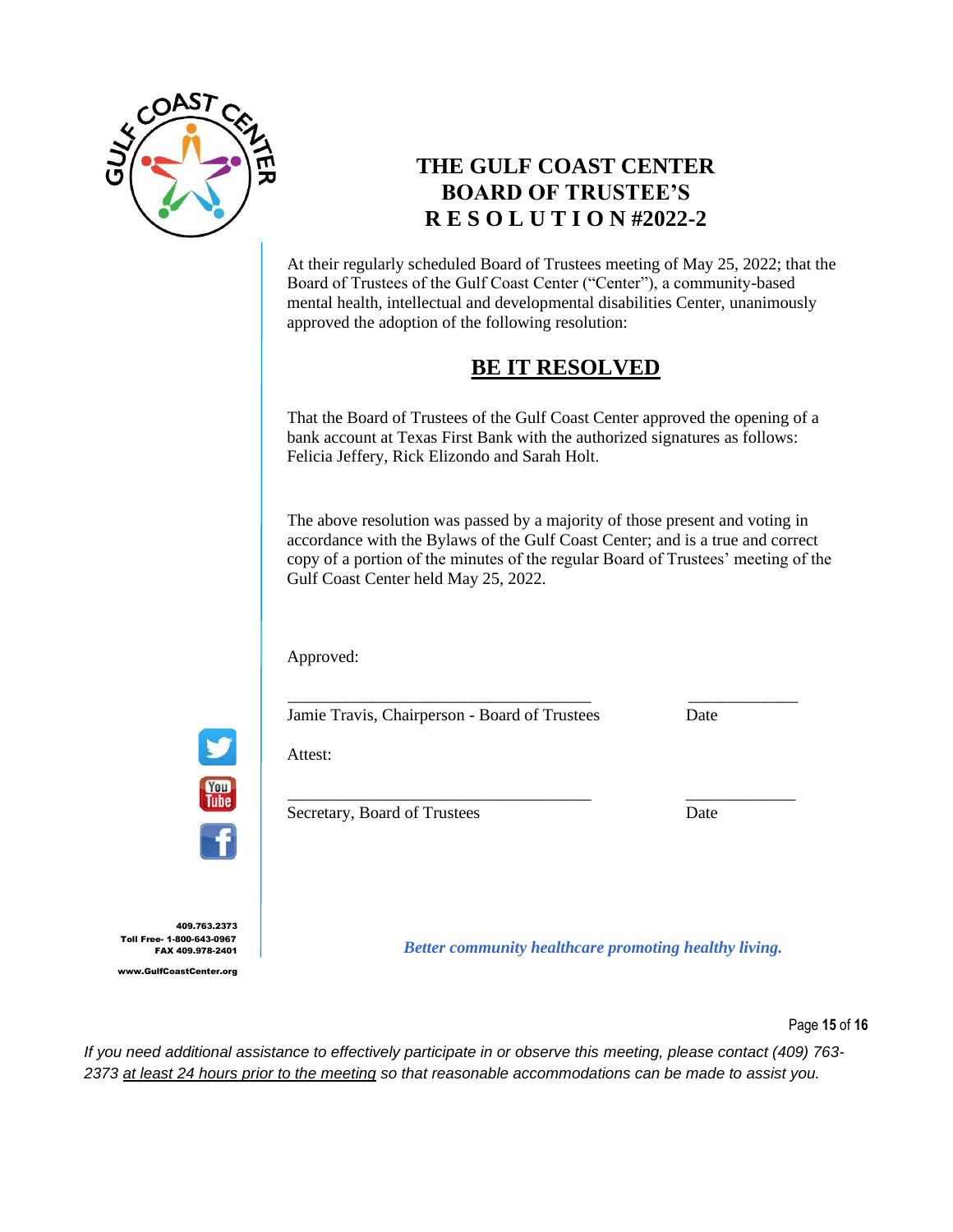# THE GULF COAST CENTER
# BOARD OF TRUSTEE'S
# R E S O L U T I O N #2022-2

At their regularly scheduled Board of Trustees meeting of May 25, 2022; that the Board of Trustees of the Gulf Coast Center ("Center"), a community-based mental health, intellectual and developmental disabilities Center, unanimously approved the adoption of the following resolution:

## BE IT RESOLVED

That the Board of Trustees of the Gulf Coast Center approved the opening of a bank account at Texas First Bank with the authorized signatures as follows: Felicia Jeffery, Rick Elizondo and Sarah Holt.

The above resolution was passed by a majority of those present and voting in accordance with the Bylaws of the Gulf Coast Center; and is a true and correct copy of a portion of the minutes of the regular Board of Trustees' meeting of the Gulf Coast Center held May 25, 2022.

Approved:

\_\_\_\_\_\_\_\_\_\_\_\_\_\_\_\_\_\_\_\_\_\_\_\_\_\_\_\_\_\_\_\_\_\_\_ \_\_\_\_\_\_\_\_\_\_\_\_\_

Jamie Travis, Chairperson - Board of Trustees Date

Attest:

\_\_\_\_\_\_\_\_\_\_\_\_\_\_\_\_\_\_\_\_\_\_\_\_\_\_\_\_\_\_\_\_\_\_\_ \_\_\_\_\_\_\_\_\_\_\_\_\_

Secretary, Board of Trustees Date

409.763.2373
Toll Free- 1-800-643-0967
FAX 409.978-2401

www.GulfCoastCenter.org

***Better community healthcare promoting healthy living.***

*If you need additional assistance to effectively participate in or observe this meeting, please contact (409) 763-2373 at least 24 hours prior to the meeting so that reasonable accommodations can be made to assist you.*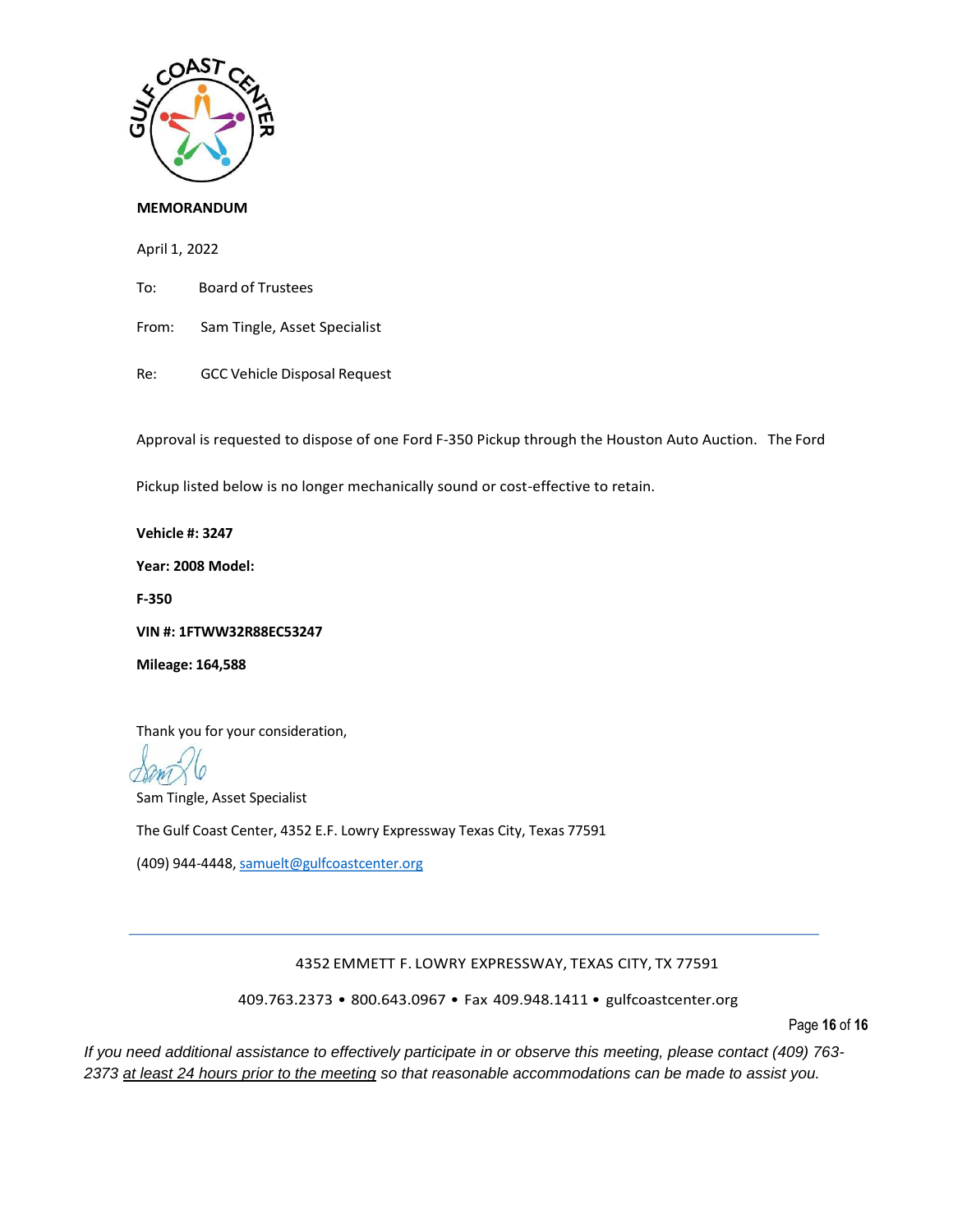**MEMORANDUM**

April 1, 2022

To: Board of Trustees

From: Sam Tingle, Asset Specialist

Re: GCC Vehicle Disposal Request

Approval is requested to dispose of one Ford F-350 Pickup through the Houston Auto Auction. The Ford

Pickup listed below is no longer mechanically sound or cost-effective to retain.

**Vehicle #: 3247**

**Year: 2008 Model:**

**F-350**

**VIN #: 1FTWW32R88EC53247**

**Mileage: 164,588**

Thank you for your consideration,

Sam Tingle, Asset Specialist

The Gulf Coast Center, 4352 E.F. Lowry Expressway Texas City, Texas 77591

(409) 944-4448, samuelt@gulfcoastcenter.org

4352 EMMETT F. LOWRY EXPRESSWAY, TEXAS CITY, TX 77591

409.763.2373 • 800.643.0967 • Fax 409.948.1411 • gulfcoastcenter.org

*If you need additional assistance to effectively participate in or observe this meeting, please contact (409) 763-2373 at least 24 hours prior to the meeting so that reasonable accommodations can be made to assist you.*